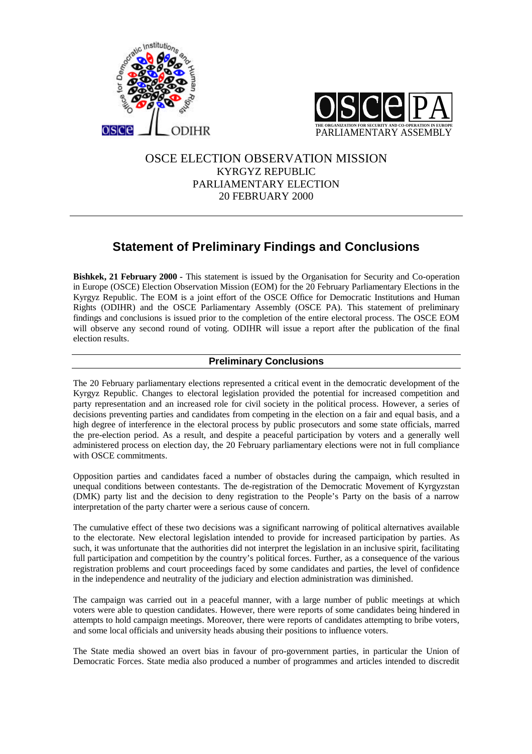OSCE ELECTION OBSERVATION MISSION
KYRGYZ REPUBLIC
PARLIAMENTARY ELECTION
20 FEBRUARY 2000

# Statement of Preliminary Findings and Conclusions

**Bishkek, 21 February 2000** - This statement is issued by the Organisation for Security and Co-operation in Europe (OSCE) Election Observation Mission (EOM) for the 20 February Parliamentary Elections in the Kyrgyz Republic. The EOM is a joint effort of the OSCE Office for Democratic Institutions and Human Rights (ODIHR) and the OSCE Parliamentary Assembly (OSCE PA). This statement of preliminary findings and conclusions is issued prior to the completion of the entire electoral process. The OSCE EOM will observe any second round of voting. ODIHR will issue a report after the publication of the final election results.

## Preliminary Conclusions

The 20 February parliamentary elections represented a critical event in the democratic development of the Kyrgyz Republic. Changes to electoral legislation provided the potential for increased competition and party representation and an increased role for civil society in the political process. However, a series of decisions preventing parties and candidates from competing in the election on a fair and equal basis, and a high degree of interference in the electoral process by public prosecutors and some state officials, marred the pre-election period. As a result, and despite a peaceful participation by voters and a generally well administered process on election day, the 20 February parliamentary elections were not in full compliance with OSCE commitments.

Opposition parties and candidates faced a number of obstacles during the campaign, which resulted in unequal conditions between contestants. The de-registration of the Democratic Movement of Kyrgyzstan (DMK) party list and the decision to deny registration to the People's Party on the basis of a narrow interpretation of the party charter were a serious cause of concern.

The cumulative effect of these two decisions was a significant narrowing of political alternatives available to the electorate. New electoral legislation intended to provide for increased participation by parties. As such, it was unfortunate that the authorities did not interpret the legislation in an inclusive spirit, facilitating full participation and competition by the country's political forces. Further, as a consequence of the various registration problems and court proceedings faced by some candidates and parties, the level of confidence in the independence and neutrality of the judiciary and election administration was diminished.

The campaign was carried out in a peaceful manner, with a large number of public meetings at which voters were able to question candidates. However, there were reports of some candidates being hindered in attempts to hold campaign meetings. Moreover, there were reports of candidates attempting to bribe voters, and some local officials and university heads abusing their positions to influence voters.

The State media showed an overt bias in favour of pro-government parties, in particular the Union of Democratic Forces. State media also produced a number of programmes and articles intended to discredit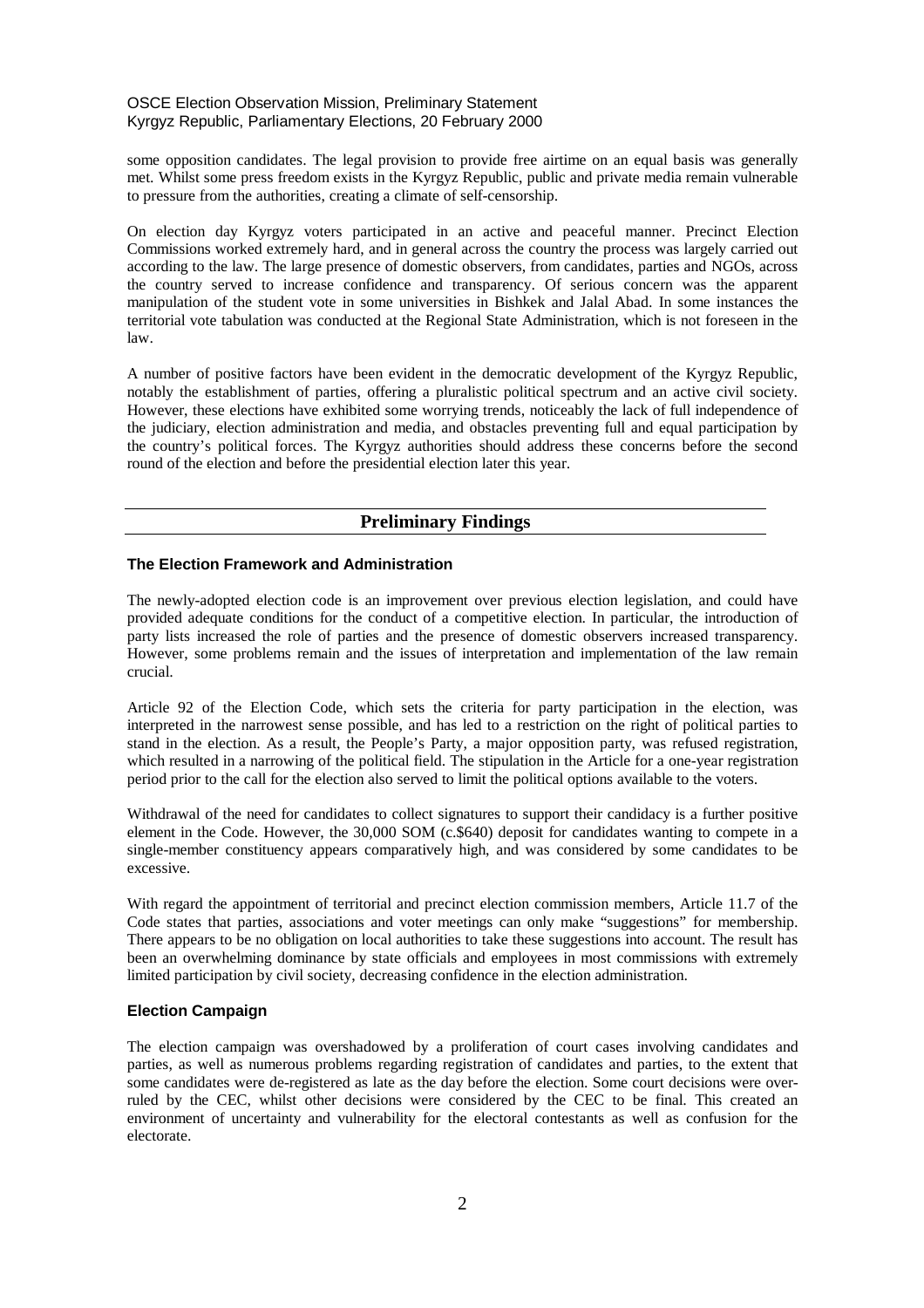some opposition candidates. The legal provision to provide free airtime on an equal basis was generally met. Whilst some press freedom exists in the Kyrgyz Republic, public and private media remain vulnerable to pressure from the authorities, creating a climate of self-censorship.

On election day Kyrgyz voters participated in an active and peaceful manner. Precinct Election Commissions worked extremely hard, and in general across the country the process was largely carried out according to the law. The large presence of domestic observers, from candidates, parties and NGOs, across the country served to increase confidence and transparency. Of serious concern was the apparent manipulation of the student vote in some universities in Bishkek and Jalal Abad. In some instances the territorial vote tabulation was conducted at the Regional State Administration, which is not foreseen in the law.

A number of positive factors have been evident in the democratic development of the Kyrgyz Republic, notably the establishment of parties, offering a pluralistic political spectrum and an active civil society. However, these elections have exhibited some worrying trends, noticeably the lack of full independence of the judiciary, election administration and media, and obstacles preventing full and equal participation by the country's political forces. The Kyrgyz authorities should address these concerns before the second round of the election and before the presidential election later this year.

## Preliminary Findings

### The Election Framework and Administration

The newly-adopted election code is an improvement over previous election legislation, and could have provided adequate conditions for the conduct of a competitive election. In particular, the introduction of party lists increased the role of parties and the presence of domestic observers increased transparency. However, some problems remain and the issues of interpretation and implementation of the law remain crucial.

Article 92 of the Election Code, which sets the criteria for party participation in the election, was interpreted in the narrowest sense possible, and has led to a restriction on the right of political parties to stand in the election. As a result, the People's Party, a major opposition party, was refused registration, which resulted in a narrowing of the political field. The stipulation in the Article for a one-year registration period prior to the call for the election also served to limit the political options available to the voters.

Withdrawal of the need for candidates to collect signatures to support their candidacy is a further positive element in the Code. However, the 30,000 SOM (c.$640) deposit for candidates wanting to compete in a single-member constituency appears comparatively high, and was considered by some candidates to be excessive.

With regard the appointment of territorial and precinct election commission members, Article 11.7 of the Code states that parties, associations and voter meetings can only make "suggestions" for membership. There appears to be no obligation on local authorities to take these suggestions into account. The result has been an overwhelming dominance by state officials and employees in most commissions with extremely limited participation by civil society, decreasing confidence in the election administration.

### Election Campaign

The election campaign was overshadowed by a proliferation of court cases involving candidates and parties, as well as numerous problems regarding registration of candidates and parties, to the extent that some candidates were de-registered as late as the day before the election. Some court decisions were over-ruled by the CEC, whilst other decisions were considered by the CEC to be final. This created an environment of uncertainty and vulnerability for the electoral contestants as well as confusion for the electorate.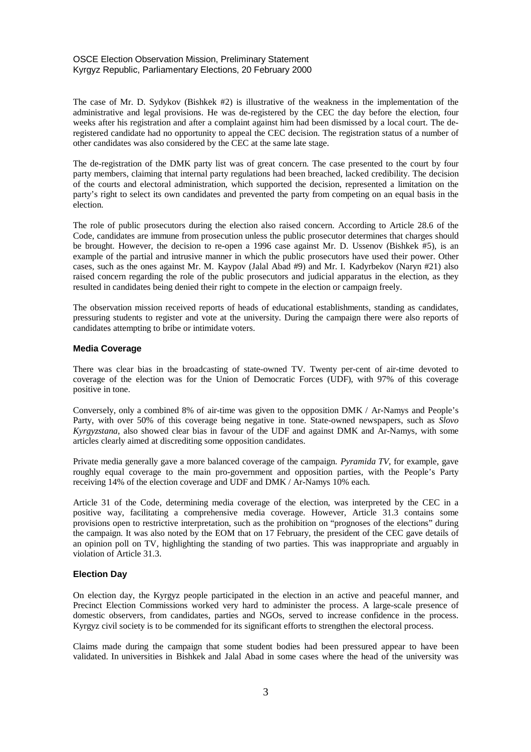The case of Mr. D. Sydykov (Bishkek #2) is illustrative of the weakness in the implementation of the administrative and legal provisions. He was de-registered by the CEC the day before the election, four weeks after his registration and after a complaint against him had been dismissed by a local court. The de-registered candidate had no opportunity to appeal the CEC decision. The registration status of a number of other candidates was also considered by the CEC at the same late stage.

The de-registration of the DMK party list was of great concern. The case presented to the court by four party members, claiming that internal party regulations had been breached, lacked credibility. The decision of the courts and electoral administration, which supported the decision, represented a limitation on the party's right to select its own candidates and prevented the party from competing on an equal basis in the election.

The role of public prosecutors during the election also raised concern. According to Article 28.6 of the Code, candidates are immune from prosecution unless the public prosecutor determines that charges should be brought. However, the decision to re-open a 1996 case against Mr. D. Ussenov (Bishkek #5), is an example of the partial and intrusive manner in which the public prosecutors have used their power. Other cases, such as the ones against Mr. M. Kaypov (Jalal Abad #9) and Mr. I. Kadyrbekov (Naryn #21) also raised concern regarding the role of the public prosecutors and judicial apparatus in the election, as they resulted in candidates being denied their right to compete in the election or campaign freely.

The observation mission received reports of heads of educational establishments, standing as candidates, pressuring students to register and vote at the university. During the campaign there were also reports of candidates attempting to bribe or intimidate voters.

### Media Coverage

There was clear bias in the broadcasting of state-owned TV. Twenty per-cent of air-time devoted to coverage of the election was for the Union of Democratic Forces (UDF), with 97% of this coverage positive in tone.

Conversely, only a combined 8% of air-time was given to the opposition DMK / Ar-Namys and People's Party, with over 50% of this coverage being negative in tone. State-owned newspapers, such as *Slovo Kyrgyzstana*, also showed clear bias in favour of the UDF and against DMK and Ar-Namys, with some articles clearly aimed at discrediting some opposition candidates.

Private media generally gave a more balanced coverage of the campaign. *Pyramida TV*, for example, gave roughly equal coverage to the main pro-government and opposition parties, with the People's Party receiving 14% of the election coverage and UDF and DMK / Ar-Namys 10% each.

Article 31 of the Code, determining media coverage of the election, was interpreted by the CEC in a positive way, facilitating a comprehensive media coverage. However, Article 31.3 contains some provisions open to restrictive interpretation, such as the prohibition on "prognoses of the elections" during the campaign. It was also noted by the EOM that on 17 February, the president of the CEC gave details of an opinion poll on TV, highlighting the standing of two parties. This was inappropriate and arguably in violation of Article 31.3.

### Election Day

On election day, the Kyrgyz people participated in the election in an active and peaceful manner, and Precinct Election Commissions worked very hard to administer the process. A large-scale presence of domestic observers, from candidates, parties and NGOs, served to increase confidence in the process. Kyrgyz civil society is to be commended for its significant efforts to strengthen the electoral process.

Claims made during the campaign that some student bodies had been pressured appear to have been validated. In universities in Bishkek and Jalal Abad in some cases where the head of the university was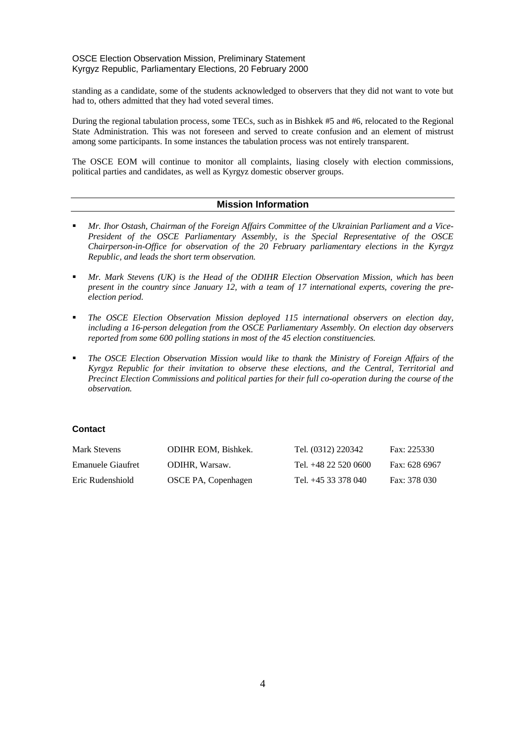standing as a candidate, some of the students acknowledged to observers that they did not want to vote but had to, others admitted that they had voted several times.

During the regional tabulation process, some TECs, such as in Bishkek #5 and #6, relocated to the Regional State Administration. This was not foreseen and served to create confusion and an element of mistrust among some participants. In some instances the tabulation process was not entirely transparent.

The OSCE EOM will continue to monitor all complaints, liasing closely with election commissions, political parties and candidates, as well as Kyrgyz domestic observer groups.

## Mission Information

- *Mr. Ihor Ostash, Chairman of the Foreign Affairs Committee of the Ukrainian Parliament and a Vice-President of the OSCE Parliamentary Assembly, is the Special Representative of the OSCE Chairperson-in-Office for observation of the 20 February parliamentary elections in the Kyrgyz Republic, and leads the short term observation.*
- *Mr. Mark Stevens (UK) is the Head of the ODIHR Election Observation Mission, which has been present in the country since January 12, with a team of 17 international experts, covering the pre-election period.*
- *The OSCE Election Observation Mission deployed 115 international observers on election day, including a 16-person delegation from the OSCE Parliamentary Assembly. On election day observers reported from some 600 polling stations in most of the 45 election constituencies.*
- *The OSCE Election Observation Mission would like to thank the Ministry of Foreign Affairs of the Kyrgyz Republic for their invitation to observe these elections, and the Central, Territorial and Precinct Election Commissions and political parties for their full co-operation during the course of the observation.*

**Contact**

| | | | |
|---|---|---|---|
| Mark Stevens | ODIHR EOM, Bishkek. | Tel. (0312) 220342 | Fax: 225330 |
| Emanuele Giaufret | ODIHR, Warsaw. | Tel. +48 22 520 0600 | Fax: 628 6967 |
| Eric Rudenshiold | OSCE PA, Copenhagen | Tel. +45 33 378 040 | Fax: 378 030 |